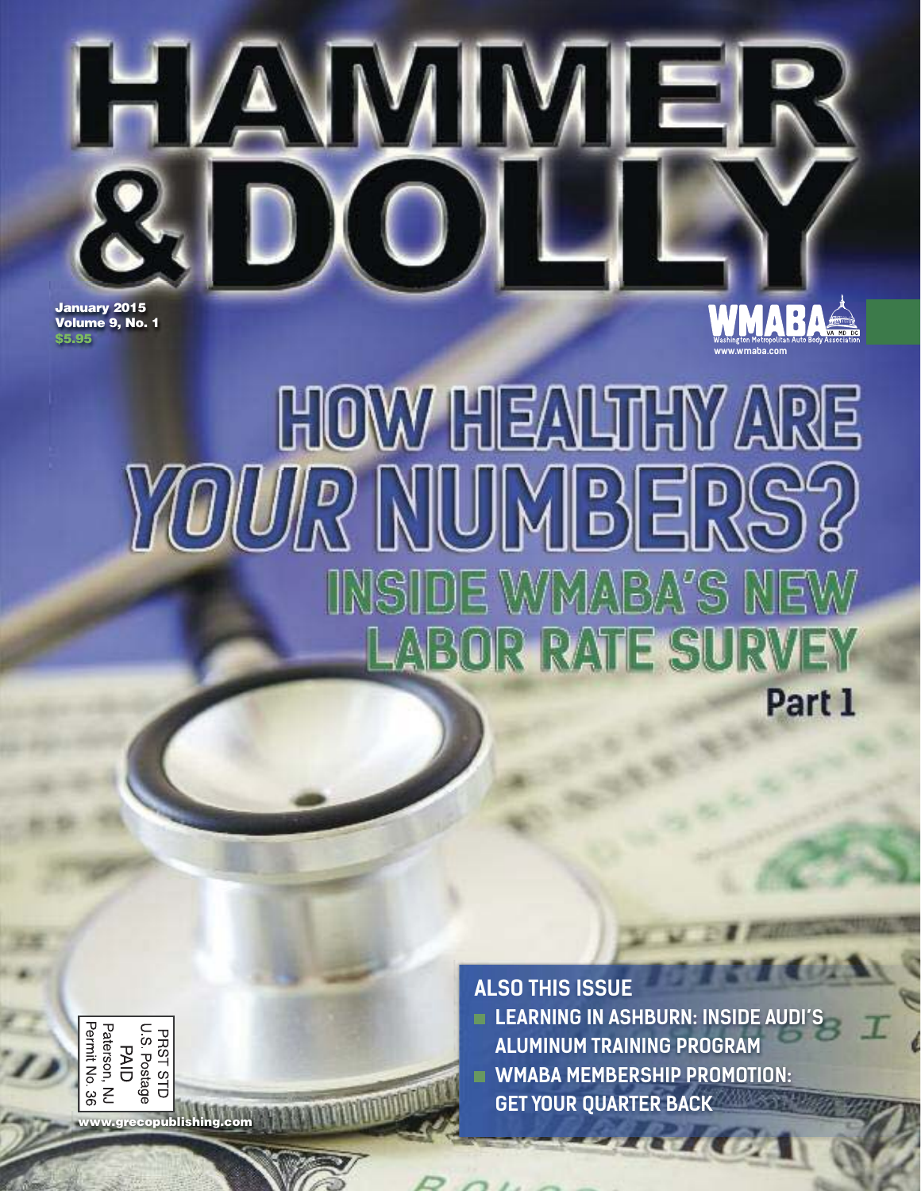# HAMMER & DOLLY

January 2015
Volume 9, No. 1
$5.95

WMABA
Washington Metropolitan Auto Body Association
www.wmaba.com

# HOW HEALTHY ARE *YOUR* NUMBERS?

## INSIDE WMABA'S NEW LABOR RATE SURVEY

**Part 1**

### ALSO THIS ISSUE

- LEARNING IN ASHBURN: INSIDE AUDI'S ALUMINUM TRAINING PROGRAM
- WMABA MEMBERSHIP PROMOTION: GET YOUR QUARTER BACK

PRST STD
U.S. Postage
PAID
Paterson, NJ
Permit No. 36

www.grecopublishing.com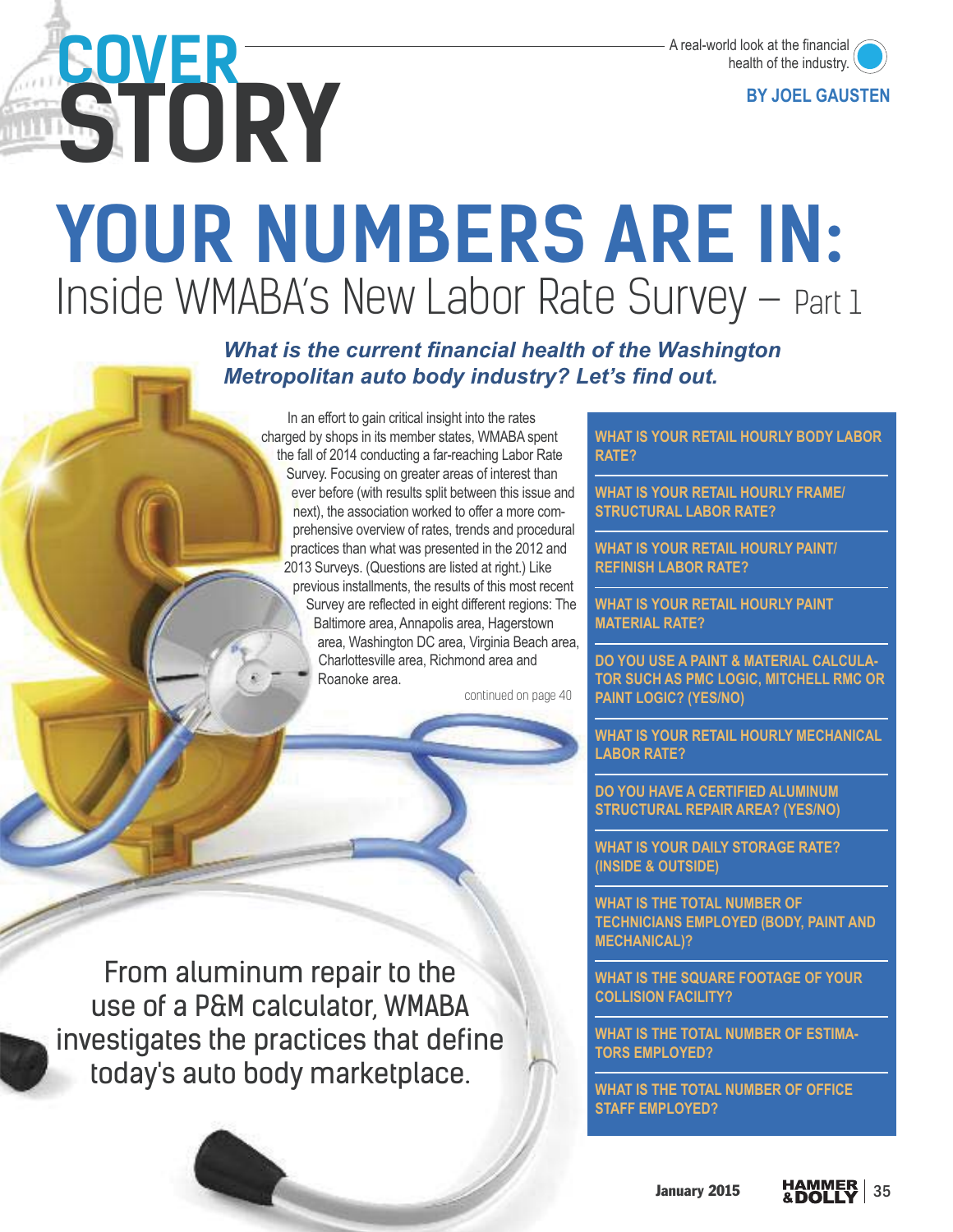# COVER STORY

A real-world look at the financial health of the industry.

**BY JOEL GAUSTEN**

# YOUR NUMBERS ARE IN:

## Inside WMABA's New Labor Rate Survey – Part 1

***What is the current financial health of the Washington Metropolitan auto body industry? Let's find out.***

In an effort to gain critical insight into the rates charged by shops in its member states, WMABA spent the fall of 2014 conducting a far-reaching Labor Rate Survey. Focusing on greater areas of interest than ever before (with results split between this issue and next), the association worked to offer a more comprehensive overview of rates, trends and procedural practices than what was presented in the 2012 and 2013 Surveys. (Questions are listed at right.) Like previous installments, the results of this most recent Survey are reflected in eight different regions: The Baltimore area, Annapolis area, Hagerstown area, Washington DC area, Virginia Beach area, Charlottesville area, Richmond area and Roanoke area.

continued on page 40

**WHAT IS YOUR RETAIL HOURLY BODY LABOR RATE?**

**WHAT IS YOUR RETAIL HOURLY FRAME/ STRUCTURAL LABOR RATE?**

**WHAT IS YOUR RETAIL HOURLY PAINT/ REFINISH LABOR RATE?**

**WHAT IS YOUR RETAIL HOURLY PAINT MATERIAL RATE?**

**DO YOU USE A PAINT & MATERIAL CALCULATOR SUCH AS PMC LOGIC, MITCHELL RMC OR PAINT LOGIC? (YES/NO)**

**WHAT IS YOUR RETAIL HOURLY MECHANICAL LABOR RATE?**

**DO YOU HAVE A CERTIFIED ALUMINUM STRUCTURAL REPAIR AREA? (YES/NO)**

**WHAT IS YOUR DAILY STORAGE RATE? (INSIDE & OUTSIDE)**

**WHAT IS THE TOTAL NUMBER OF TECHNICIANS EMPLOYED (BODY, PAINT AND MECHANICAL)?**

**WHAT IS THE SQUARE FOOTAGE OF YOUR COLLISION FACILITY?**

**WHAT IS THE TOTAL NUMBER OF ESTIMATORS EMPLOYED?**

**WHAT IS THE TOTAL NUMBER OF OFFICE STAFF EMPLOYED?**

From aluminum repair to the use of a P&M calculator, WMABA investigates the practices that define today's auto body marketplace.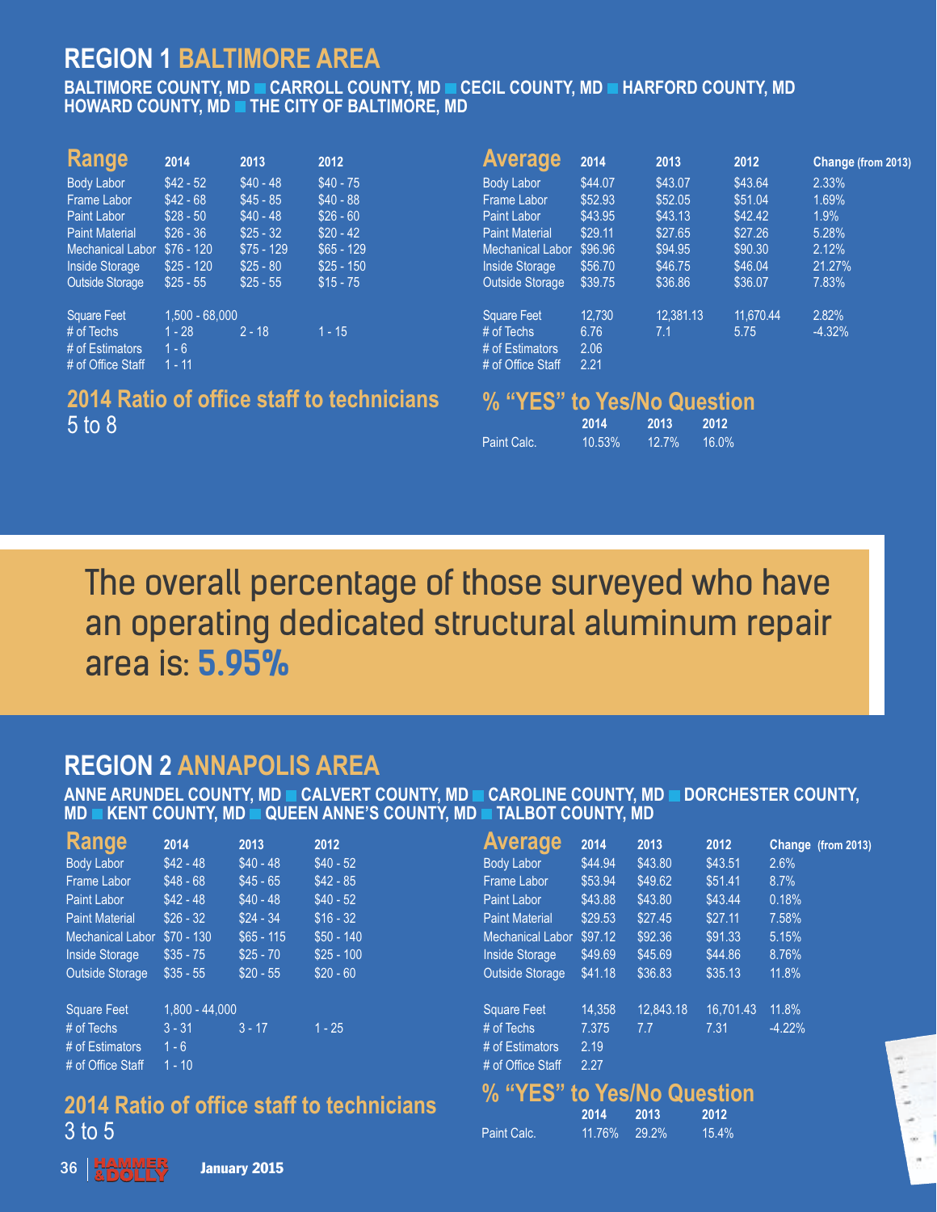## REGION 1 BALTIMORE AREA

**BALTIMORE COUNTY, MD ■ CARROLL COUNTY, MD ■ CECIL COUNTY, MD ■ HARFORD COUNTY, MD HOWARD COUNTY, MD ■ THE CITY OF BALTIMORE, MD**

| Range | 2014 | 2013 | 2012 |
|---|---|---|---|
| Body Labor | $42 - 52 | $40 - 48 | $40 - 75 |
| Frame Labor | $42 - 68 | $45 - 85 | $40 - 88 |
| Paint Labor | $28 - 50 | $40 - 48 | $26 - 60 |
| Paint Material | $26 - 36 | $25 - 32 | $20 - 42 |
| Mechanical Labor | $76 - 120 | $75 - 129 | $65 - 129 |
| Inside Storage | $25 - 120 | $25 - 80 | $25 - 150 |
| Outside Storage | $25 - 55 | $25 - 55 | $15 - 75 |
| Square Feet | 1,500 - 68,000 | | |
| # of Techs | 1 - 28 | 2 - 18 | 1 - 15 |
| # of Estimators | 1 - 6 | | |
| # of Office Staff | 1 - 11 | | |

| Average | 2014 | 2013 | 2012 | Change (from 2013) |
|---|---|---|---|---|
| Body Labor | $44.07 | $43.07 | $43.64 | 2.33% |
| Frame Labor | $52.93 | $52.05 | $51.04 | 1.69% |
| Paint Labor | $43.95 | $43.13 | $42.42 | 1.9% |
| Paint Material | $29.11 | $27.65 | $27.26 | 5.28% |
| Mechanical Labor | $96.96 | $94.95 | $90.30 | 2.12% |
| Inside Storage | $56.70 | $46.75 | $46.04 | 21.27% |
| Outside Storage | $39.75 | $36.86 | $36.07 | 7.83% |
| Square Feet | 12,730 | 12,381.13 | 11,670.44 | 2.82% |
| # of Techs | 6.76 | 7.1 | 5.75 | -4.32% |
| # of Estimators | 2.06 | | | |
| # of Office Staff | 2.21 | | | |

### 2014 Ratio of office staff to technicians

5 to 8

### % "YES" to Yes/No Question

| | 2014 | 2013 | 2012 |
|---|---|---|---|
| Paint Calc. | 10.53% | 12.7% | 16.0% |

**The overall percentage of those surveyed who have an operating dedicated structural aluminum repair area is: 5.95%**

## REGION 2 ANNAPOLIS AREA

**ANNE ARUNDEL COUNTY, MD ■ CALVERT COUNTY, MD ■ CAROLINE COUNTY, MD ■ DORCHESTER COUNTY, MD ■ KENT COUNTY, MD ■ QUEEN ANNE'S COUNTY, MD ■ TALBOT COUNTY, MD**

| Range | 2014 | 2013 | 2012 |
|---|---|---|---|
| Body Labor | $42 - 48 | $40 - 48 | $40 - 52 |
| Frame Labor | $48 - 68 | $45 - 65 | $42 - 85 |
| Paint Labor | $42 - 48 | $40 - 48 | $40 - 52 |
| Paint Material | $26 - 32 | $24 - 34 | $16 - 32 |
| Mechanical Labor | $70 - 130 | $65 - 115 | $50 - 140 |
| Inside Storage | $35 - 75 | $25 - 70 | $25 - 100 |
| Outside Storage | $35 - 55 | $20 - 55 | $20 - 60 |
| Square Feet | 1,800 - 44,000 | | |
| # of Techs | 3 - 31 | 3 - 17 | 1 - 25 |
| # of Estimators | 1 - 6 | | |
| # of Office Staff | 1 - 10 | | |

| Average | 2014 | 2013 | 2012 | Change (from 2013) |
|---|---|---|---|---|
| Body Labor | $44.94 | $43.80 | $43.51 | 2.6% |
| Frame Labor | $53.94 | $49.62 | $51.41 | 8.7% |
| Paint Labor | $43.88 | $43.80 | $43.44 | 0.18% |
| Paint Material | $29.53 | $27.45 | $27.11 | 7.58% |
| Mechanical Labor | $97.12 | $92.36 | $91.33 | 5.15% |
| Inside Storage | $49.69 | $45.69 | $44.86 | 8.76% |
| Outside Storage | $41.18 | $36.83 | $35.13 | 11.8% |
| Square Feet | 14,358 | 12,843.18 | 16,701.43 | 11.8% |
| # of Techs | 7.375 | 7.7 | 7.31 | -4.22% |
| # of Estimators | 2.19 | | | |
| # of Office Staff | 2.27 | | | |

### 2014 Ratio of office staff to technicians

3 to 5

### % "YES" to Yes/No Question

| | 2014 | 2013 | 2012 |
|---|---|---|---|
| Paint Calc. | 11.76% | 29.2% | 15.4% |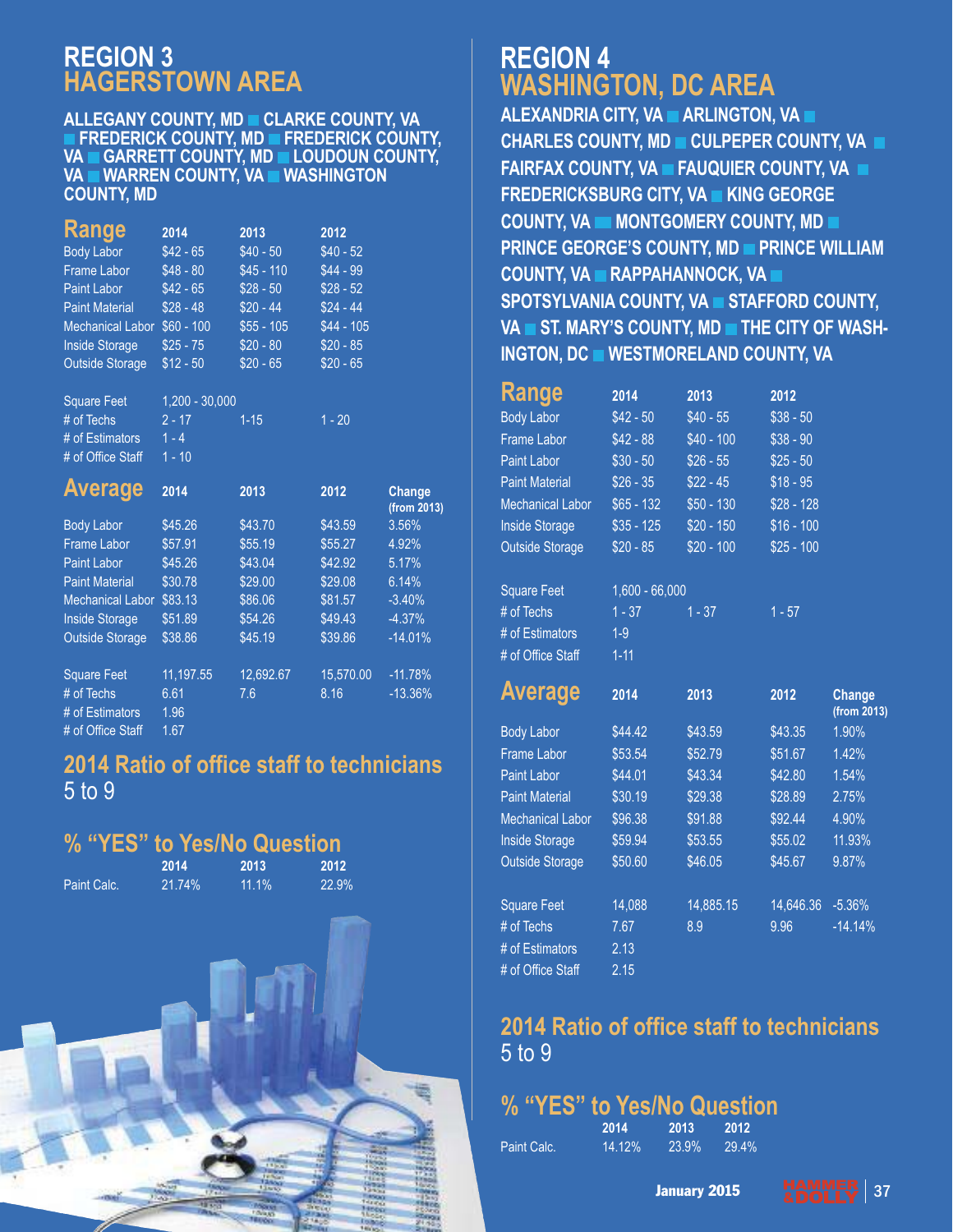# REGION 3
# HAGERSTOWN AREA

**ALLEGANY COUNTY, MD ■ CLARKE COUNTY, VA ■ FREDERICK COUNTY, MD ■ FREDERICK COUNTY, VA ■ GARRETT COUNTY, MD ■ LOUDOUN COUNTY, VA ■ WARREN COUNTY, VA ■ WASHINGTON COUNTY, MD**

## Range

| Range | 2014 | 2013 | 2012 |
|---|---|---|---|
| Body Labor | $42 - 65 | $40 - 50 | $40 - 52 |
| Frame Labor | $48 - 80 | $45 - 110 | $44 - 99 |
| Paint Labor | $42 - 65 | $28 - 50 | $28 - 52 |
| Paint Material | $28 - 48 | $20 - 44 | $24 - 44 |
| Mechanical Labor | $60 - 100 | $55 - 105 | $44 - 105 |
| Inside Storage | $25 - 75 | $20 - 80 | $20 - 85 |
| Outside Storage | $12 - 50 | $20 - 65 | $20 - 65 |
| | | | |
| Square Feet | 1,200 - 30,000 | | |
| # of Techs | 2 - 17 | 1-15 | 1 - 20 |
| # of Estimators | 1 - 4 | | |
| # of Office Staff | 1 - 10 | | |

## Average

| Average | 2014 | 2013 | 2012 | Change (from 2013) |
|---|---|---|---|---|
| Body Labor | $45.26 | $43.70 | $43.59 | 3.56% |
| Frame Labor | $57.91 | $55.19 | $55.27 | 4.92% |
| Paint Labor | $45.26 | $43.04 | $42.92 | 5.17% |
| Paint Material | $30.78 | $29.00 | $29.08 | 6.14% |
| Mechanical Labor | $83.13 | $86.06 | $81.57 | -3.40% |
| Inside Storage | $51.89 | $54.26 | $49.43 | -4.37% |
| Outside Storage | $38.86 | $45.19 | $39.86 | -14.01% |
| | | | | |
| Square Feet | 11,197.55 | 12,692.67 | 15,570.00 | -11.78% |
| # of Techs | 6.61 | 7.6 | 8.16 | -13.36% |
| # of Estimators | 1.96 | | | |
| # of Office Staff | 1.67 | | | |

## 2014 Ratio of office staff to technicians

5 to 9

## % "YES" to Yes/No Question

| | 2014 | 2013 | 2012 |
|---|---|---|---|
| Paint Calc. | 21.74% | 11.1% | 22.9% |

# REGION 4
# WASHINGTON, DC AREA

**ALEXANDRIA CITY, VA ■ ARLINGTON, VA ■ CHARLES COUNTY, MD ■ CULPEPER COUNTY, VA ■ FAIRFAX COUNTY, VA ■ FAUQUIER COUNTY, VA ■ FREDERICKSBURG CITY, VA ■ KING GEORGE COUNTY, VA ■ MONTGOMERY COUNTY, MD ■ PRINCE GEORGE'S COUNTY, MD ■ PRINCE WILLIAM COUNTY, VA ■ RAPPAHANNOCK, VA ■ SPOTSYLVANIA COUNTY, VA ■ STAFFORD COUNTY, VA ■ ST. MARY'S COUNTY, MD ■ THE CITY OF WASHINGTON, DC ■ WESTMORELAND COUNTY, VA**

## Range

| Range | 2014 | 2013 | 2012 |
|---|---|---|---|
| Body Labor | $42 - 50 | $40 - 55 | $38 - 50 |
| Frame Labor | $42 - 88 | $40 - 100 | $38 - 90 |
| Paint Labor | $30 - 50 | $26 - 55 | $25 - 50 |
| Paint Material | $26 - 35 | $22 - 45 | $18 - 95 |
| Mechanical Labor | $65 - 132 | $50 - 130 | $28 - 128 |
| Inside Storage | $35 - 125 | $20 - 150 | $16 - 100 |
| Outside Storage | $20 - 85 | $20 - 100 | $25 - 100 |
| | | | |
| Square Feet | 1,600 - 66,000 | | |
| # of Techs | 1 - 37 | 1 - 37 | 1 - 57 |
| # of Estimators | 1-9 | | |
| # of Office Staff | 1-11 | | |

## Average

| Average | 2014 | 2013 | 2012 | Change (from 2013) |
|---|---|---|---|---|
| Body Labor | $44.42 | $43.59 | $43.35 | 1.90% |
| Frame Labor | $53.54 | $52.79 | $51.67 | 1.42% |
| Paint Labor | $44.01 | $43.34 | $42.80 | 1.54% |
| Paint Material | $30.19 | $29.38 | $28.89 | 2.75% |
| Mechanical Labor | $96.38 | $91.88 | $92.44 | 4.90% |
| Inside Storage | $59.94 | $53.55 | $55.02 | 11.93% |
| Outside Storage | $50.60 | $46.05 | $45.67 | 9.87% |
| | | | | |
| Square Feet | 14,088 | 14,885.15 | 14,646.36 | -5.36% |
| # of Techs | 7.67 | 8.9 | 9.96 | -14.14% |
| # of Estimators | 2.13 | | | |
| # of Office Staff | 2.15 | | | |

## 2014 Ratio of office staff to technicians

5 to 9

## % "YES" to Yes/No Question

| | 2014 | 2013 | 2012 |
|---|---|---|---|
| Paint Calc. | 14.12% | 23.9% | 29.4% |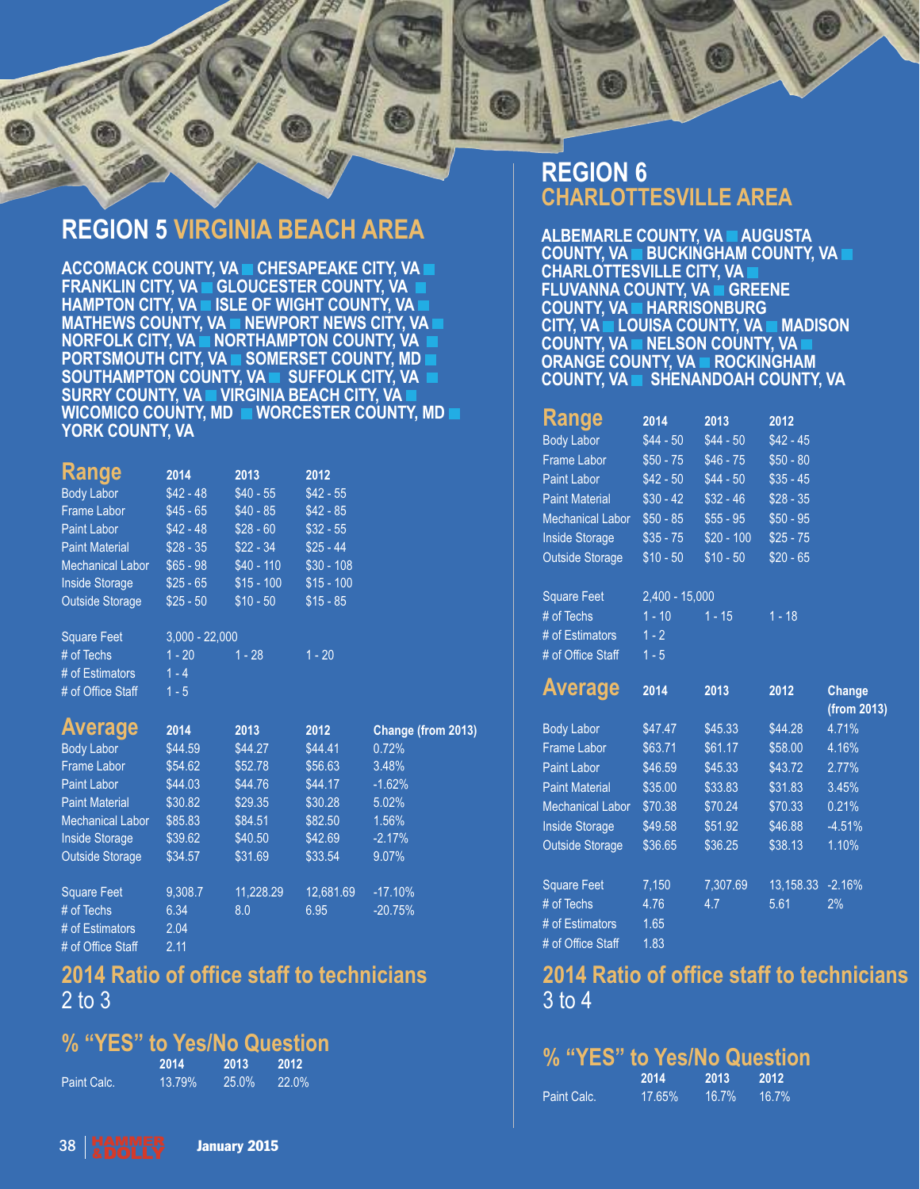## REGION 5 VIRGINIA BEACH AREA

**ACCOMACK COUNTY, VA ■ CHESAPEAKE CITY, VA ■ FRANKLIN CITY, VA ■ GLOUCESTER COUNTY, VA ■ HAMPTON CITY, VA ■ ISLE OF WIGHT COUNTY, VA ■ MATHEWS COUNTY, VA ■ NEWPORT NEWS CITY, VA ■ NORFOLK CITY, VA ■ NORTHAMPTON COUNTY, VA ■ PORTSMOUTH CITY, VA ■ SOMERSET COUNTY, MD ■ SOUTHAMPTON COUNTY, VA ■ SUFFOLK CITY, VA ■ SURRY COUNTY, VA ■ VIRGINIA BEACH CITY, VA ■ WICOMICO COUNTY, MD ■ WORCESTER COUNTY, MD ■ YORK COUNTY, VA**

### Range

| Range | 2014 | 2013 | 2012 |
|---|---|---|---|
| Body Labor | $42 - 48 | $40 - 55 | $42 - 55 |
| Frame Labor | $45 - 65 | $40 - 85 | $42 - 85 |
| Paint Labor | $42 - 48 | $28 - 60 | $32 - 55 |
| Paint Material | $28 - 35 | $22 - 34 | $25 - 44 |
| Mechanical Labor | $65 - 98 | $40 - 110 | $30 - 108 |
| Inside Storage | $25 - 65 | $15 - 100 | $15 - 100 |
| Outside Storage | $25 - 50 | $10 - 50 | $15 - 85 |
| Square Feet | 3,000 - 22,000 | | |
| # of Techs | 1 - 20 | 1 - 28 | 1 - 20 |
| # of Estimators | 1 - 4 | | |
| # of Office Staff | 1 - 5 | | |

### Average

| Average | 2014 | 2013 | 2012 | Change (from 2013) |
|---|---|---|---|---|
| Body Labor | $44.59 | $44.27 | $44.41 | 0.72% |
| Frame Labor | $54.62 | $52.78 | $56.63 | 3.48% |
| Paint Labor | $44.03 | $44.76 | $44.17 | -1.62% |
| Paint Material | $30.82 | $29.35 | $30.28 | 5.02% |
| Mechanical Labor | $85.83 | $84.51 | $82.50 | 1.56% |
| Inside Storage | $39.62 | $40.50 | $42.69 | -2.17% |
| Outside Storage | $34.57 | $31.69 | $33.54 | 9.07% |
| Square Feet | 9,308.7 | 11,228.29 | 12,681.69 | -17.10% |
| # of Techs | 6.34 | 8.0 | 6.95 | -20.75% |
| # of Estimators | 2.04 | | | |
| # of Office Staff | 2.11 | | | |

### 2014 Ratio of office staff to technicians

2 to 3

### % "YES" to Yes/No Question

| | 2014 | 2013 | 2012 |
|---|---|---|---|
| Paint Calc. | 13.79% | 25.0% | 22.0% |

## REGION 6 CHARLOTTESVILLE AREA

**ALBEMARLE COUNTY, VA ■ AUGUSTA COUNTY, VA ■ BUCKINGHAM COUNTY, VA ■ CHARLOTTESVILLE CITY, VA ■ FLUVANNA COUNTY, VA ■ GREENE COUNTY, VA ■ HARRISONBURG CITY, VA ■ LOUISA COUNTY, VA ■ MADISON COUNTY, VA ■ NELSON COUNTY, VA ■ ORANGE COUNTY, VA ■ ROCKINGHAM COUNTY, VA ■ SHENANDOAH COUNTY, VA**

### Range

| Range | 2014 | 2013 | 2012 |
|---|---|---|---|
| Body Labor | $44 - 50 | $44 - 50 | $42 - 45 |
| Frame Labor | $50 - 75 | $46 - 75 | $50 - 80 |
| Paint Labor | $42 - 50 | $44 - 50 | $35 - 45 |
| Paint Material | $30 - 42 | $32 - 46 | $28 - 35 |
| Mechanical Labor | $50 - 85 | $55 - 95 | $50 - 95 |
| Inside Storage | $35 - 75 | $20 - 100 | $25 - 75 |
| Outside Storage | $10 - 50 | $10 - 50 | $20 - 65 |
| Square Feet | 2,400 - 15,000 | | |
| # of Techs | 1 - 10 | 1 - 15 | 1 - 18 |
| # of Estimators | 1 - 2 | | |
| # of Office Staff | 1 - 5 | | |

### Average

| Average | 2014 | 2013 | 2012 | Change (from 2013) |
|---|---|---|---|---|
| Body Labor | $47.47 | $45.33 | $44.28 | 4.71% |
| Frame Labor | $63.71 | $61.17 | $58.00 | 4.16% |
| Paint Labor | $46.59 | $45.33 | $43.72 | 2.77% |
| Paint Material | $35.00 | $33.83 | $31.83 | 3.45% |
| Mechanical Labor | $70.38 | $70.24 | $70.33 | 0.21% |
| Inside Storage | $49.58 | $51.92 | $46.88 | -4.51% |
| Outside Storage | $36.65 | $36.25 | $38.13 | 1.10% |
| Square Feet | 7,150 | 7,307.69 | 13,158.33 | -2.16% |
| # of Techs | 4.76 | 4.7 | 5.61 | 2% |
| # of Estimators | 1.65 | | | |
| # of Office Staff | 1.83 | | | |

### 2014 Ratio of office staff to technicians

3 to 4

### % "YES" to Yes/No Question

| | 2014 | 2013 | 2012 |
|---|---|---|---|
| Paint Calc. | 17.65% | 16.7% | 16.7% |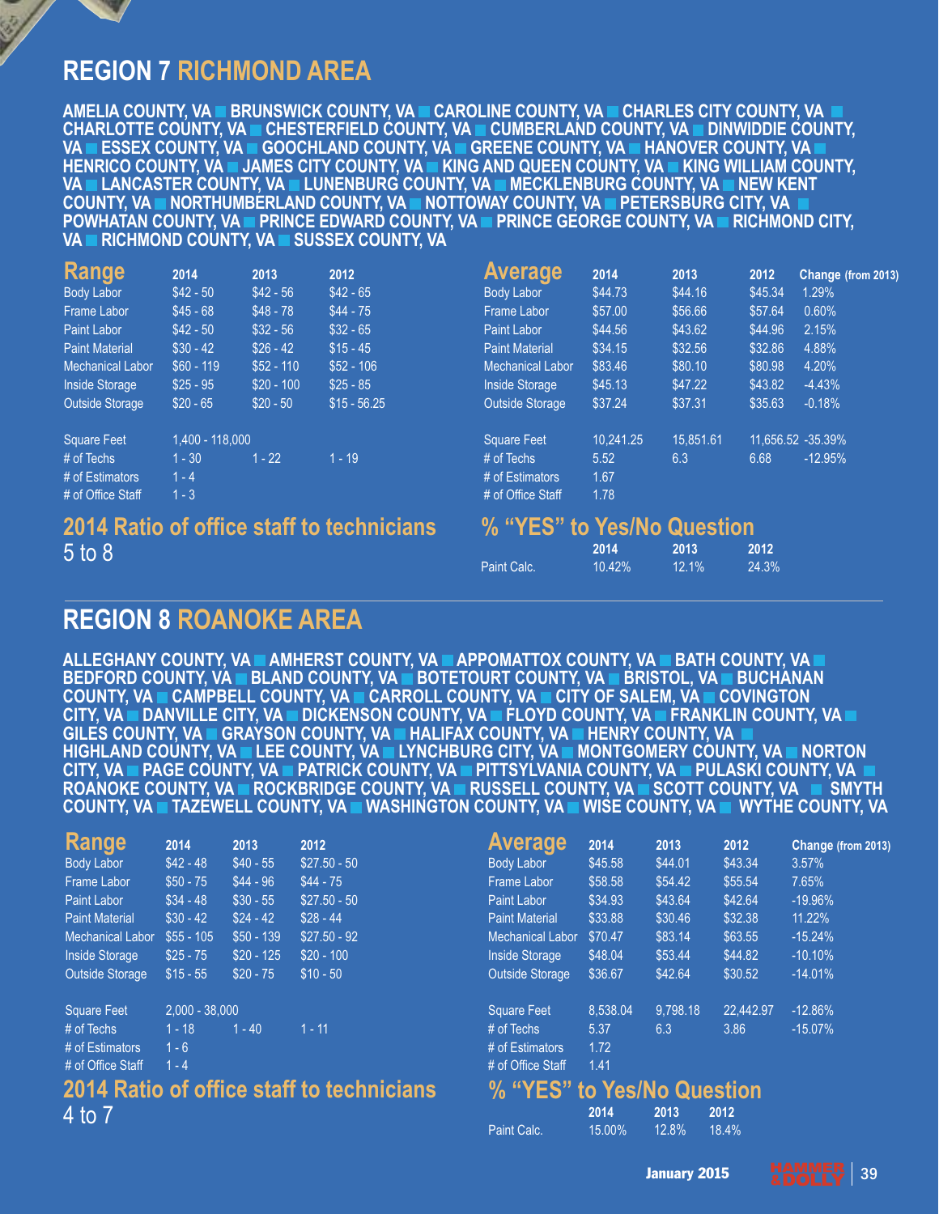## REGION 7 RICHMOND AREA

**AMELIA COUNTY, VA ■ BRUNSWICK COUNTY, VA ■ CAROLINE COUNTY, VA ■ CHARLES CITY COUNTY, VA ■ CHARLOTTE COUNTY, VA ■ CHESTERFIELD COUNTY, VA ■ CUMBERLAND COUNTY, VA ■ DINWIDDIE COUNTY, VA ■ ESSEX COUNTY, VA ■ GOOCHLAND COUNTY, VA ■ GREENE COUNTY, VA ■ HANOVER COUNTY, VA ■ HENRICO COUNTY, VA ■ JAMES CITY COUNTY, VA ■ KING AND QUEEN COUNTY, VA ■ KING WILLIAM COUNTY, VA ■ LANCASTER COUNTY, VA ■ LUNENBURG COUNTY, VA ■ MECKLENBURG COUNTY, VA ■ NEW KENT COUNTY, VA ■ NORTHUMBERLAND COUNTY, VA ■ NOTTOWAY COUNTY, VA ■ PETERSBURG CITY, VA ■ POWHATAN COUNTY, VA ■ PRINCE EDWARD COUNTY, VA ■ PRINCE GEORGE COUNTY, VA ■ RICHMOND CITY, VA ■ RICHMOND COUNTY, VA ■ SUSSEX COUNTY, VA**

| Range | 2014 | 2013 | 2012 |
|---|---|---|---|
| Body Labor | $42 - 50 | $42 - 56 | $42 - 65 |
| Frame Labor | $45 - 68 | $48 - 78 | $44 - 75 |
| Paint Labor | $42 - 50 | $32 - 56 | $32 - 65 |
| Paint Material | $30 - 42 | $26 - 42 | $15 - 45 |
| Mechanical Labor | $60 - 119 | $52 - 110 | $52 - 106 |
| Inside Storage | $25 - 95 | $20 - 100 | $25 - 85 |
| Outside Storage | $20 - 65 | $20 - 50 | $15 - 56.25 |
| Square Feet | 1,400 - 118,000 | | |
| # of Techs | 1 - 30 | 1 - 22 | 1 - 19 |
| # of Estimators | 1 - 4 | | |
| # of Office Staff | 1 - 3 | | |

| Average | 2014 | 2013 | 2012 | Change (from 2013) |
|---|---|---|---|---|
| Body Labor | $44.73 | $44.16 | $45.34 | 1.29% |
| Frame Labor | $57.00 | $56.66 | $57.64 | 0.60% |
| Paint Labor | $44.56 | $43.62 | $44.96 | 2.15% |
| Paint Material | $34.15 | $32.56 | $32.86 | 4.88% |
| Mechanical Labor | $83.46 | $80.10 | $80.98 | 4.20% |
| Inside Storage | $45.13 | $47.22 | $43.82 | -4.43% |
| Outside Storage | $37.24 | $37.31 | $35.63 | -0.18% |
| Square Feet | 10,241.25 | 15,851.61 | 11,656.52 | -35.39% |
| # of Techs | 5.52 | 6.3 | 6.68 | -12.95% |
| # of Estimators | 1.67 | | | |
| # of Office Staff | 1.78 | | | |

### 2014 Ratio of office staff to technicians
5 to 8

### % "YES" to Yes/No Question

| | 2014 | 2013 | 2012 |
|---|---|---|---|
| Paint Calc. | 10.42% | 12.1% | 24.3% |

## REGION 8 ROANOKE AREA

**ALLEGHANY COUNTY, VA ■ AMHERST COUNTY, VA ■ APPOMATTOX COUNTY, VA ■ BATH COUNTY, VA ■ BEDFORD COUNTY, VA ■ BLAND COUNTY, VA ■ BOTETOURT COUNTY, VA ■ BRISTOL, VA ■ BUCHANAN COUNTY, VA ■ CAMPBELL COUNTY, VA ■ CARROLL COUNTY, VA ■ CITY OF SALEM, VA ■ COVINGTON CITY, VA ■ DANVILLE CITY, VA ■ DICKENSON COUNTY, VA ■ FLOYD COUNTY, VA ■ FRANKLIN COUNTY, VA ■ GILES COUNTY, VA ■ GRAYSON COUNTY, VA ■ HALIFAX COUNTY, VA ■ HENRY COUNTY, VA ■ HIGHLAND COUNTY, VA ■ LEE COUNTY, VA ■ LYNCHBURG CITY, VA ■ MONTGOMERY COUNTY, VA ■ NORTON CITY, VA ■ PAGE COUNTY, VA ■ PATRICK COUNTY, VA ■ PITTSYLVANIA COUNTY, VA ■ PULASKI COUNTY, VA ■ ROANOKE COUNTY, VA ■ ROCKBRIDGE COUNTY, VA ■ RUSSELL COUNTY, VA ■ SCOTT COUNTY, VA ■ SMYTH COUNTY, VA ■ TAZEWELL COUNTY, VA ■ WASHINGTON COUNTY, VA ■ WISE COUNTY, VA ■ WYTHE COUNTY, VA**

| Range | 2014 | 2013 | 2012 |
|---|---|---|---|
| Body Labor | $42 - 48 | $40 - 55 | $27.50 - 50 |
| Frame Labor | $50 - 75 | $44 - 96 | $44 - 75 |
| Paint Labor | $34 - 48 | $30 - 55 | $27.50 - 50 |
| Paint Material | $30 - 42 | $24 - 42 | $28 - 44 |
| Mechanical Labor | $55 - 105 | $50 - 139 | $27.50 - 92 |
| Inside Storage | $25 - 75 | $20 - 125 | $20 - 100 |
| Outside Storage | $15 - 55 | $20 - 75 | $10 - 50 |
| Square Feet | 2,000 - 38,000 | | |
| # of Techs | 1 - 18 | 1 - 40 | 1 - 11 |
| # of Estimators | 1 - 6 | | |
| # of Office Staff | 1 - 4 | | |

| Average | 2014 | 2013 | 2012 | Change (from 2013) |
|---|---|---|---|---|
| Body Labor | $45.58 | $44.01 | $43.34 | 3.57% |
| Frame Labor | $58.58 | $54.42 | $55.54 | 7.65% |
| Paint Labor | $34.93 | $43.64 | $42.64 | -19.96% |
| Paint Material | $33.88 | $30.46 | $32.38 | 11.22% |
| Mechanical Labor | $70.47 | $83.14 | $63.55 | -15.24% |
| Inside Storage | $48.04 | $53.44 | $44.82 | -10.10% |
| Outside Storage | $36.67 | $42.64 | $30.52 | -14.01% |
| Square Feet | 8,538.04 | 9,798.18 | 22,442.97 | -12.86% |
| # of Techs | 5.37 | 6.3 | 3.86 | -15.07% |
| # of Estimators | 1.72 | | | |
| # of Office Staff | 1.41 | | | |

### 2014 Ratio of office staff to technicians
4 to 7

### % "YES" to Yes/No Question

| | 2014 | 2013 | 2012 |
|---|---|---|---|
| Paint Calc. | 15.00% | 12.8% | 18.4% |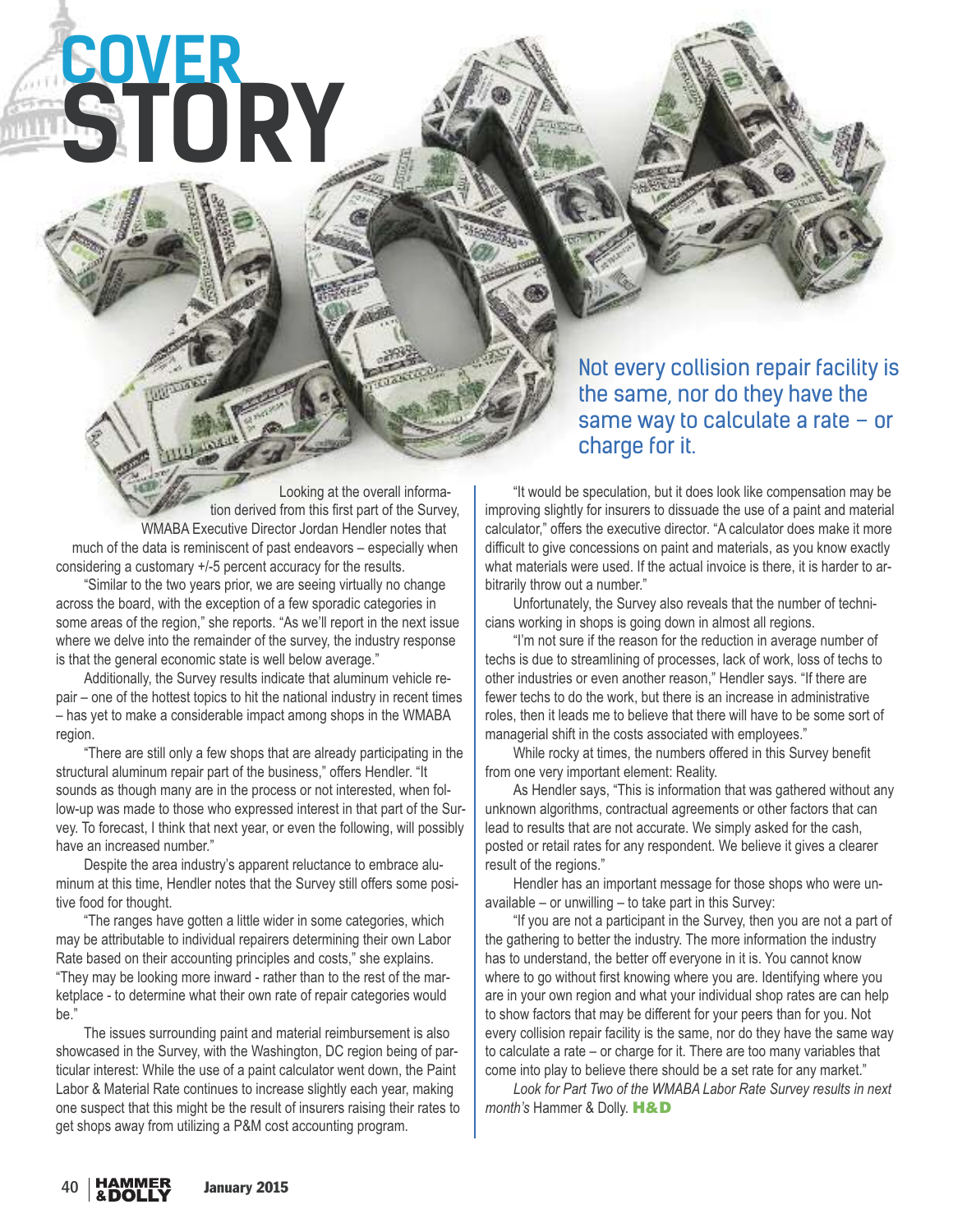# COVER STORY

## Not every collision repair facility is the same, nor do they have the same way to calculate a rate – or charge for it.

Looking at the overall information derived from this first part of the Survey, WMABA Executive Director Jordan Hendler notes that much of the data is reminiscent of past endeavors – especially when considering a customary +/-5 percent accuracy for the results.

"Similar to the two years prior, we are seeing virtually no change across the board, with the exception of a few sporadic categories in some areas of the region," she reports. "As we'll report in the next issue where we delve into the remainder of the survey, the industry response is that the general economic state is well below average."

Additionally, the Survey results indicate that aluminum vehicle repair – one of the hottest topics to hit the national industry in recent times – has yet to make a considerable impact among shops in the WMABA region.

"There are still only a few shops that are already participating in the structural aluminum repair part of the business," offers Hendler. "It sounds as though many are in the process or not interested, when follow-up was made to those who expressed interest in that part of the Survey. To forecast, I think that next year, or even the following, will possibly have an increased number."

Despite the area industry's apparent reluctance to embrace aluminum at this time, Hendler notes that the Survey still offers some positive food for thought.

"The ranges have gotten a little wider in some categories, which may be attributable to individual repairers determining their own Labor Rate based on their accounting principles and costs," she explains. "They may be looking more inward - rather than to the rest of the marketplace - to determine what their own rate of repair categories would be."

The issues surrounding paint and material reimbursement is also showcased in the Survey, with the Washington, DC region being of particular interest: While the use of a paint calculator went down, the Paint Labor & Material Rate continues to increase slightly each year, making one suspect that this might be the result of insurers raising their rates to get shops away from utilizing a P&M cost accounting program.

"It would be speculation, but it does look like compensation may be improving slightly for insurers to dissuade the use of a paint and material calculator," offers the executive director. "A calculator does make it more difficult to give concessions on paint and materials, as you know exactly what materials were used. If the actual invoice is there, it is harder to arbitrarily throw out a number."

Unfortunately, the Survey also reveals that the number of technicians working in shops is going down in almost all regions.

"I'm not sure if the reason for the reduction in average number of techs is due to streamlining of processes, lack of work, loss of techs to other industries or even another reason," Hendler says. "If there are fewer techs to do the work, but there is an increase in administrative roles, then it leads me to believe that there will have to be some sort of managerial shift in the costs associated with employees."

While rocky at times, the numbers offered in this Survey benefit from one very important element: Reality.

As Hendler says, "This is information that was gathered without any unknown algorithms, contractual agreements or other factors that can lead to results that are not accurate. We simply asked for the cash, posted or retail rates for any respondent. We believe it gives a clearer result of the regions."

Hendler has an important message for those shops who were unavailable – or unwilling – to take part in this Survey:

"If you are not a participant in the Survey, then you are not a part of the gathering to better the industry. The more information the industry has to understand, the better off everyone in it is. You cannot know where to go without first knowing where you are. Identifying where you are in your own region and what your individual shop rates are can help to show factors that may be different for your peers than for you. Not every collision repair facility is the same, nor do they have the same way to calculate a rate – or charge for it. There are too many variables that come into play to believe there should be a set rate for any market."

*Look for Part Two of the WMABA Labor Rate Survey results in next month's* Hammer & Dolly. **H&D**